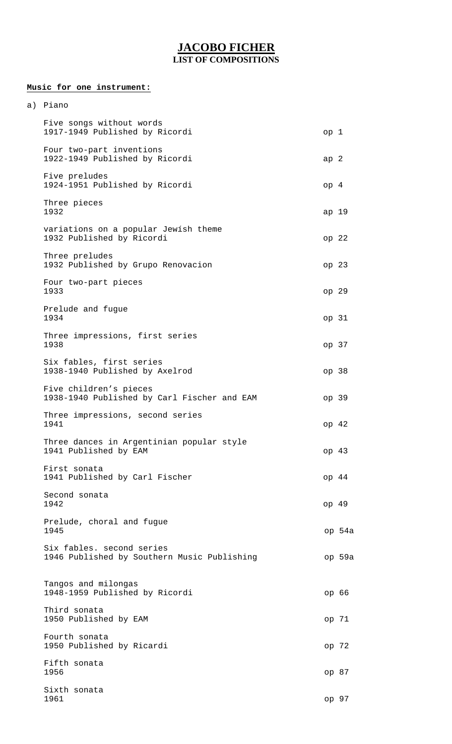# JACOBO FICHER

## LIST OF COMPOSITIONS

**Music for one instrument:**

a) Piano

| Title | Opus |
|---|---|
| Five songs without words<br>1917-1949 Published by Ricordi | op 1 |
| Four two-part inventions<br>1922-1949 Published by Ricordi | ap 2 |
| Five preludes<br>1924-1951 Published by Ricordi | op 4 |
| Three pieces<br>1932 | ap 19 |
| variations on a popular Jewísh theme<br>1932 Published by Ricordi | op 22 |
| Three preludes<br>1932 Published by Grupo Renovacion | op 23 |
| Four two-part pieces<br>1933 | op 29 |
| Prelude and fugue<br>1934 | op 31 |
| Three impressions, first series<br>1938 | op 37 |
| Six fables, first series<br>1938-1940 Published by Axelrod | op 38 |
| Five children's pieces<br>1938-1940 Published by Carl Fischer and EAM | op 39 |
| Three impressions, second series<br>1941 | op 42 |
| Three dances in Argentinian popular style<br>1941 Published by EAM | op 43 |
| First sonata<br>1941 Published by Carl Fischer | op 44 |
| Second sonata<br>1942 | op 49 |
| Prelude, choral and fugue<br>1945 | op 54a |
| Six fables. second series<br>1946 Published by Southern Music Publishing | op 59a |
| Tangos and milongas<br>1948-1959 Published by Ricordi | op 66 |
| Third sonata<br>1950 Published by EAM | op 71 |
| Fourth sonata<br>1950 Published by Ricardi | op 72 |
| Fifth sonata<br>1956 | op 87 |
| Sixth sonata<br>1961 | op 97 |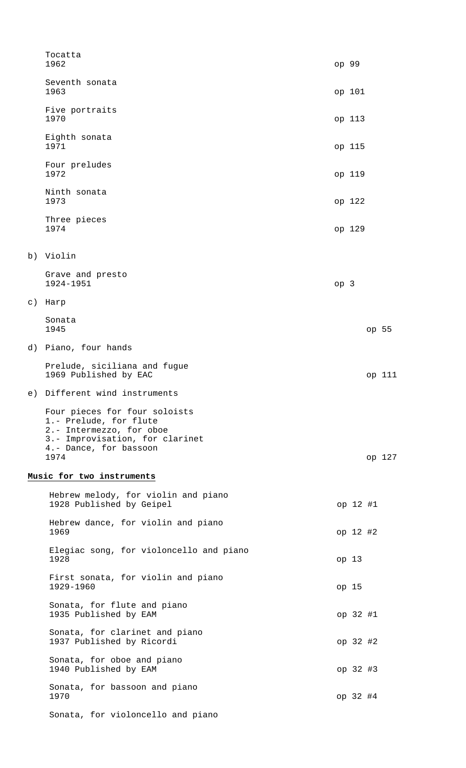Tocatta
1962 op 99

Seventh sonata
1963 op 101

Five portraits
1970 op 113

Eighth sonata
1971 op 115

Four preludes
1972 op 119

Ninth sonata
1973 op 122

Three pieces
1974 op 129

b) Violin

Grave and presto
1924-1951 op 3

c) Harp

Sonata
1945 op 55

d) Piano, four hands

Prelude, siciliana and fugue
1969 Published by EAC op 111

e) Different wind instruments

Four pieces for four soloists
1.- Prelude, for flute
2.- Intermezzo, for oboe
3.- Improvisation, for clarinet
4.- Dance, for bassoon
1974 op 127

**Music for two instruments**

Hebrew melody, for violin and piano
1928 Published by Geipel op 12 #1

Hebrew dance, for violin and piano
1969 op 12 #2

Elegiac song, for violoncello and piano
1928 op 13

First sonata, for violin and piano
1929-1960 op 15

Sonata, for flute and piano
1935 Published by EAM op 32 #1

Sonata, for clarinet and piano
1937 Published by Ricordi op 32 #2

Sonata, for oboe and piano
1940 Published by EAM op 32 #3

Sonata, for bassoon and piano
1970 op 32 #4

Sonata, for violoncello and piano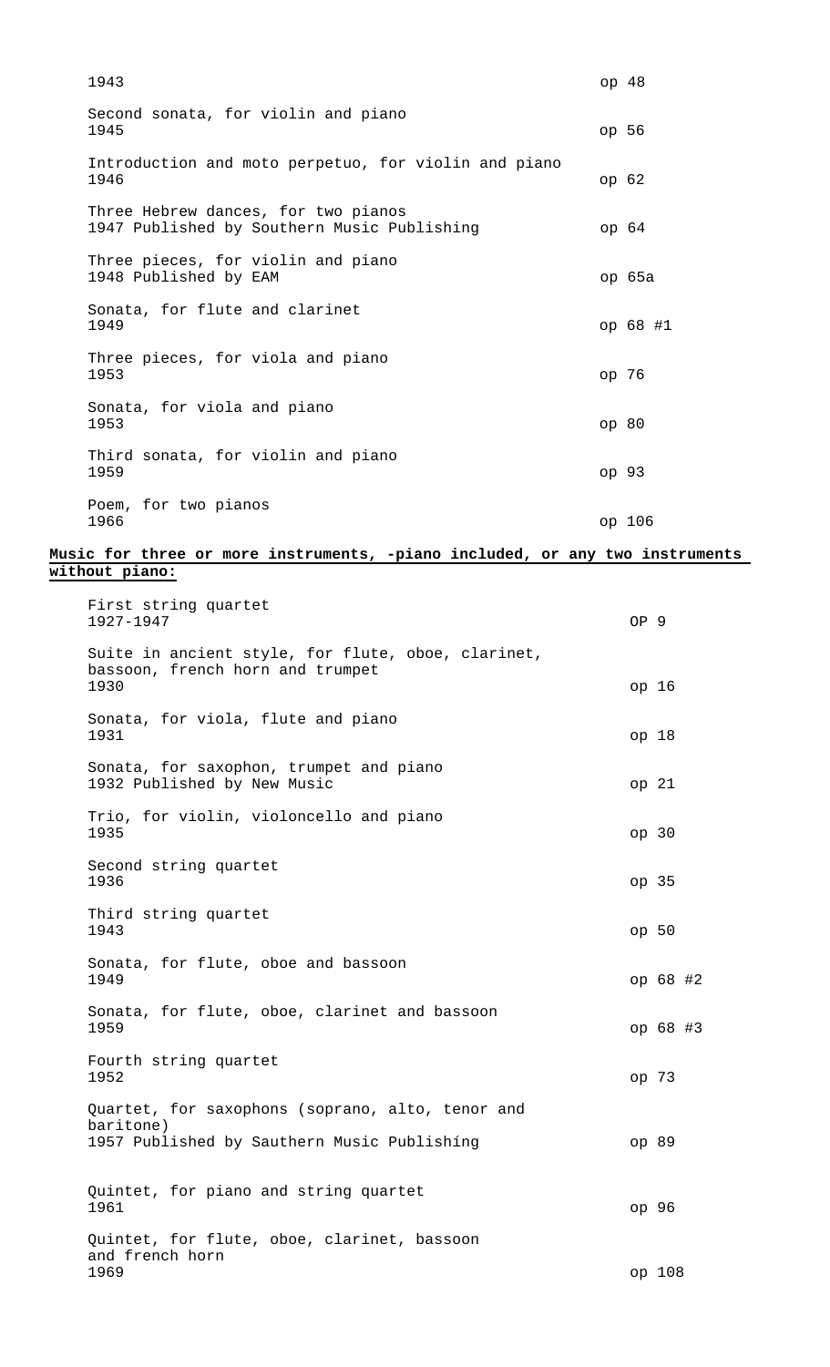1943 — op 48

Second sonata, for violin and piano
1945 — op 56

Introduction and moto perpetuo, for violin and piano
1946 — op 62

Three Hebrew dances, for two pianos
1947 Published by Southern Music Publishing — op 64

Three pieces, for violin and piano
1948 Published by EAM — op 65a

Sonata, for flute and clarinet
1949 — op 68 #1

Three pieces, for viola and piano
1953 — op 76

Sonata, for viola and piano
1953 — op 80

Third sonata, for violin and piano
1959 — op 93

Poem, for two pianos
1966 — op 106

**Music for three or more instruments, -piano included, or any two instruments without piano:**

First string quartet
1927-1947 — OP 9

Suite in ancient style, for flute, oboe, clarinet, bassoon, french horn and trumpet
1930 — op 16

Sonata, for viola, flute and piano
1931 — op 18

Sonata, for saxophon, trumpet and piano
1932 Published by New Music — op 21

Trio, for violin, violoncello and piano
1935 — op 30

Second string quartet
1936 — op 35

Third string quartet
1943 — op 50

Sonata, for flute, oboe and bassoon
1949 — op 68 #2

Sonata, for flute, oboe, clarinet and bassoon
1959 — op 68 #3

Fourth string quartet
1952 — op 73

Quartet, for saxophons (soprano, alto, tenor and baritone)
1957 Published by Sauthern Music Publishíng — op 89

Quintet, for piano and string quartet
1961 — op 96

Quintet, for flute, oboe, clarinet, bassoon and french horn
1969 — op 108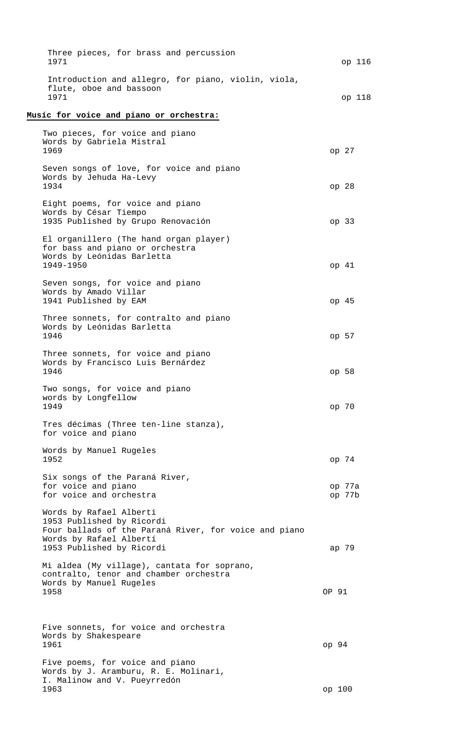Three pieces, for brass and percussion
1971 — op 116

Introduction and allegro, for piano, violin, viola, flute, oboe and bassoon
1971 — op 118

**Musíc for voice and piano or orchestra:**

Two pieces, for voice and piano
Words by Gabriela Mistral
1969 — op 27

Seven songs of love, for voice and piano
Words by Jehuda Ha-Levy
1934 — op 28

Eight poems, for voice and piano
Words by César Tiempo
1935 Published by Grupo Renovación — op 33

El organillero (The hand organ player)
for bass and piano or orchestra
Words by Leónidas Barletta
1949-1950 — op 41

Seven songs, for voice and piano
Words by Amado Villar
1941 Published by EAM — op 45

Three sonnets, for contralto and piano
Words by Leónidas Barletta
1946 — op 57

Three sonnets, for voice and piano
Words by Francisco Luis Bernárdez
1946 — op 58

Two songs, for voice and piano
words by Longfellow
1949 — op 70

Tres décimas (Three ten-line stanza),
for voice and piano

Words by Manuel Rugeles
1952 — op 74

Six songs of the Paraná River,
for voice and piano — op 77a
for voice and orchestra — op 77b

Words by Rafael Alberti
1953 Published by Ricordi
Four ballads of the Paraná River, for voice and piano
Words by Rafael Albertí
1953 Published by Ricordi — ap 79

Mi aldea (My village), cantata for soprano, contralto, tenor and chamber orchestra
Words by Manuel Rugeles
1958 — OP 91

Five sonnets, for voice and orchestra
Words by Shakespeare
1961 — op 94

Five poems, for voice and piano
Words by J. Aramburu, R. E. Molinari, I. Malinow and V. Pueyrredón
1963 — op 100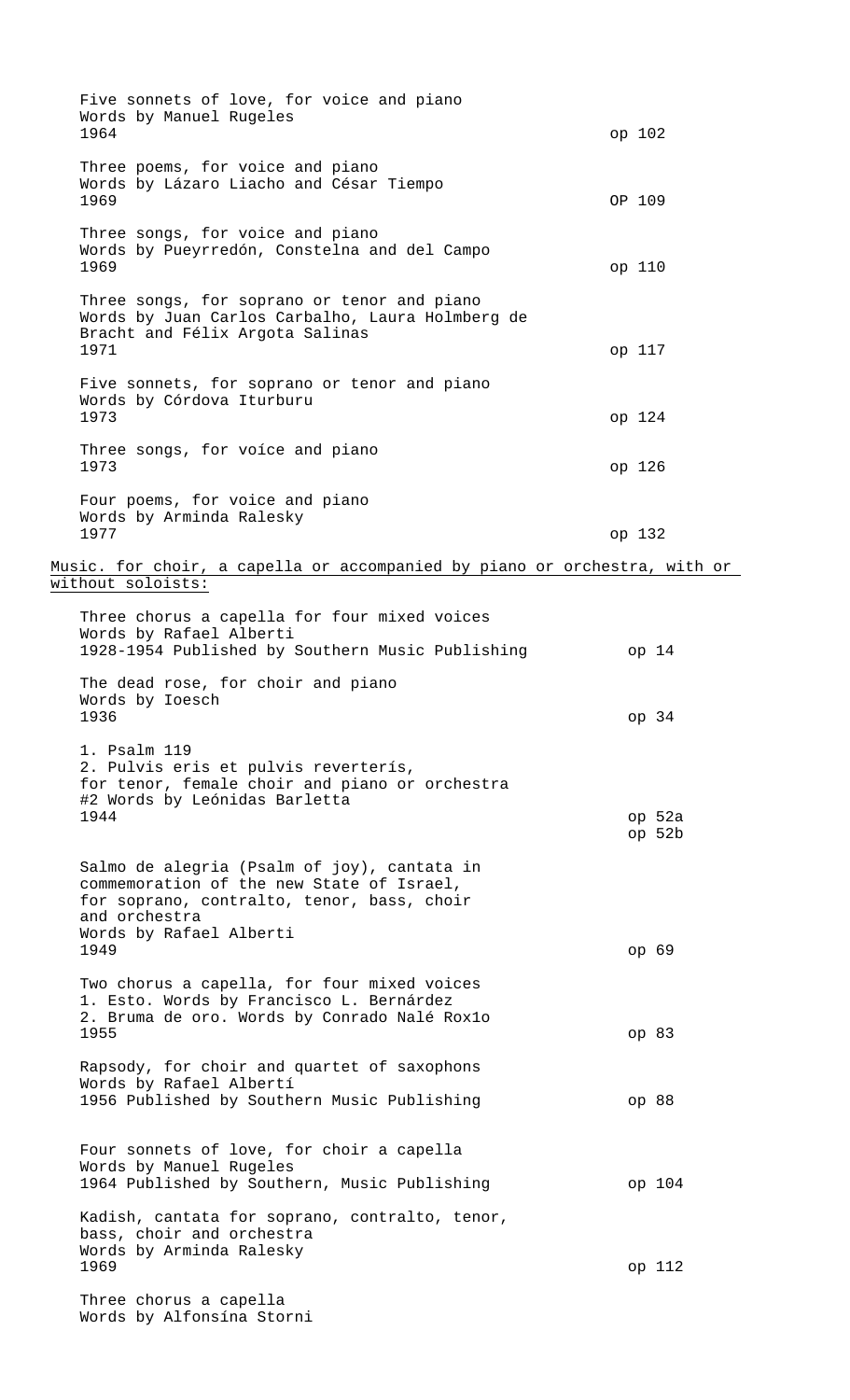Five sonnets of love, for voice and piano
Words by Manuel Rugeles
1964 — op 102

Three poems, for voice and piano
Words by Lázaro Liacho and César Tiempo
1969 — OP 109

Three songs, for voice and piano
Words by Pueyrredón, Constelna and del Campo
1969 — op 110

Three songs, for soprano or tenor and piano
Words by Juan Carlos Carbalho, Laura Holmberg de Bracht and Félix Argota Salinas
1971 — op 117

Five sonnets, for soprano or tenor and piano
Words by Córdova Iturburu
1973 — op 124

Three songs, for voíce and piano
1973 — op 126

Four poems, for voice and piano
Words by Arminda Ralesky
1977 — op 132

<u>Music. for choir, a capella or accompanied by piano or orchestra, with or without soloists:</u>

Three chorus a capella for four mixed voices
Words by Rafael Alberti
1928-1954 Published by Southern Music Publishing — op 14

The dead rose, for choir and piano
Words by Ioesch
1936 — op 34

1. Psalm 119
2. Pulvis eris et pulvis reverterís,
for tenor, female choir and piano or orchestra
#2 Words by Leónidas Barletta
1944 — op 52a, op 52b

Salmo de alegria (Psalm of joy), cantata in commemoration of the new State of Israel, for soprano, contralto, tenor, bass, choir and orchestra
Words by Rafael Alberti
1949 — op 69

Two chorus a capella, for four mixed voices
1. Esto. Words by Francisco L. Bernárdez
2. Bruma de oro. Words by Conrado Nalé Rox1o
1955 — op 83

Rapsody, for choir and quartet of saxophons
Words by Rafael Albertí
1956 Published by Southern Music Publishing — op 88

Four sonnets of love, for choir a capella
Words by Manuel Rugeles
1964 Published by Southern, Music Publishing — op 104

Kadish, cantata for soprano, contralto, tenor, bass, choir and orchestra
Words by Arminda Ralesky
1969 — op 112

Three chorus a capella
Words by Alfonsína Storni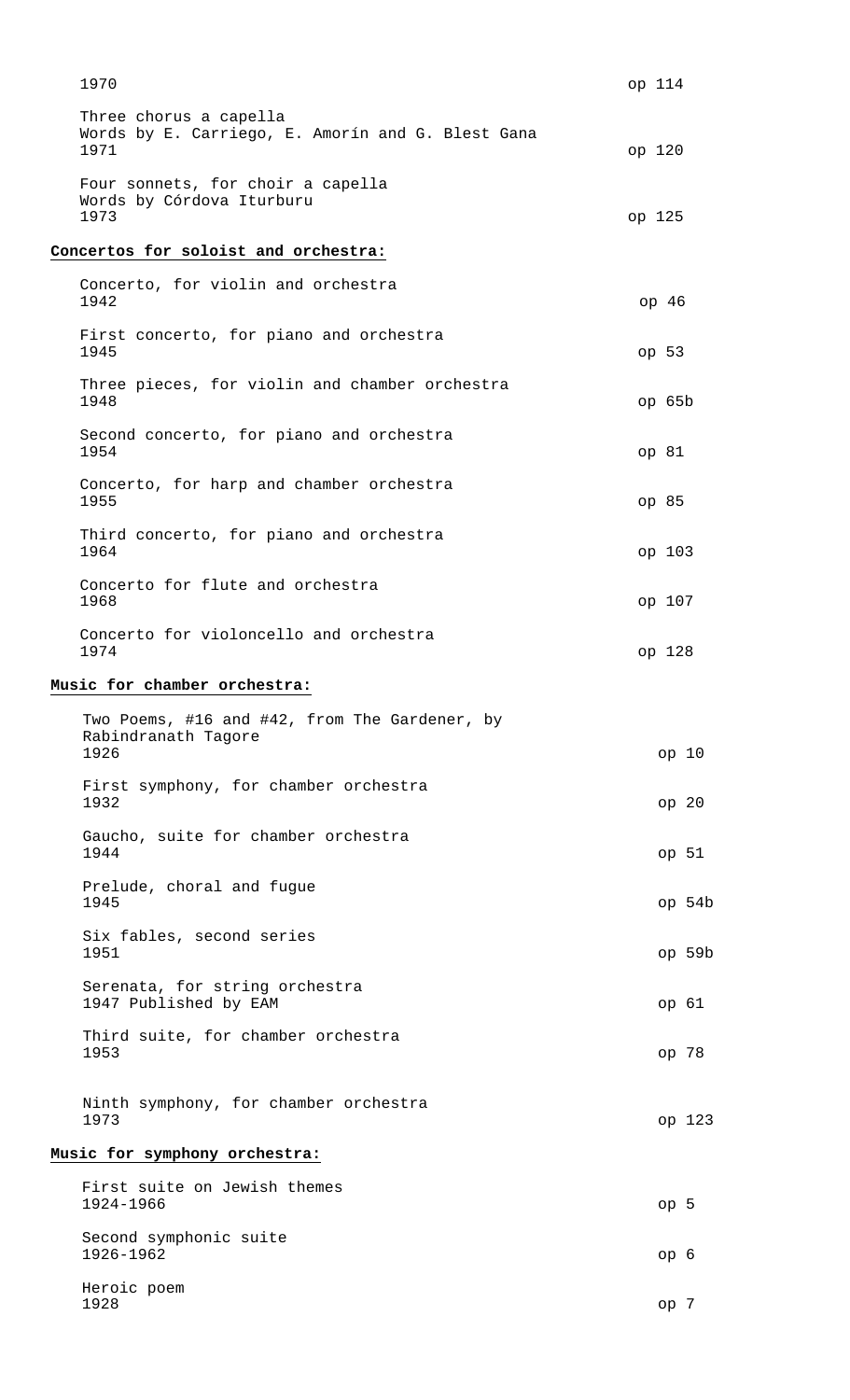1970 op 114

Three chorus a capella
Words by E. Carriego, E. Amorín and G. Blest Gana
1971 op 120

Four sonnets, for choir a capella
Words by Córdova Iturburu
1973 op 125

**Concertos for soloist and orchestra:**

Concerto, for violin and orchestra
1942 op 46

First concerto, for piano and orchestra
1945 op 53

Three pieces, for violin and chamber orchestra
1948 op 65b

Second concerto, for piano and orchestra
1954 op 81

Concerto, for harp and chamber orchestra
1955 op 85

Third concerto, for piano and orchestra
1964 op 103

Concerto for flute and orchestra
1968 op 107

Concerto for violoncello and orchestra
1974 op 128

**Music for chamber orchestra:**

Two Poems, #16 and #42, from The Gardener, by Rabindranath Tagore
1926 op 10

First symphony, for chamber orchestra
1932 op 20

Gaucho, suite for chamber orchestra
1944 op 51

Prelude, choral and fugue
1945 op 54b

Six fables, second series
1951 op 59b

Serenata, for string orchestra
1947 Published by EAM op 61

Third suite, for chamber orchestra
1953 op 78

Ninth symphony, for chamber orchestra
1973 op 123

**Music for symphony orchestra:**

First suite on Jewish themes
1924-1966 op 5

Second symphonic suite
1926-1962 op 6

Heroic poem
1928 op 7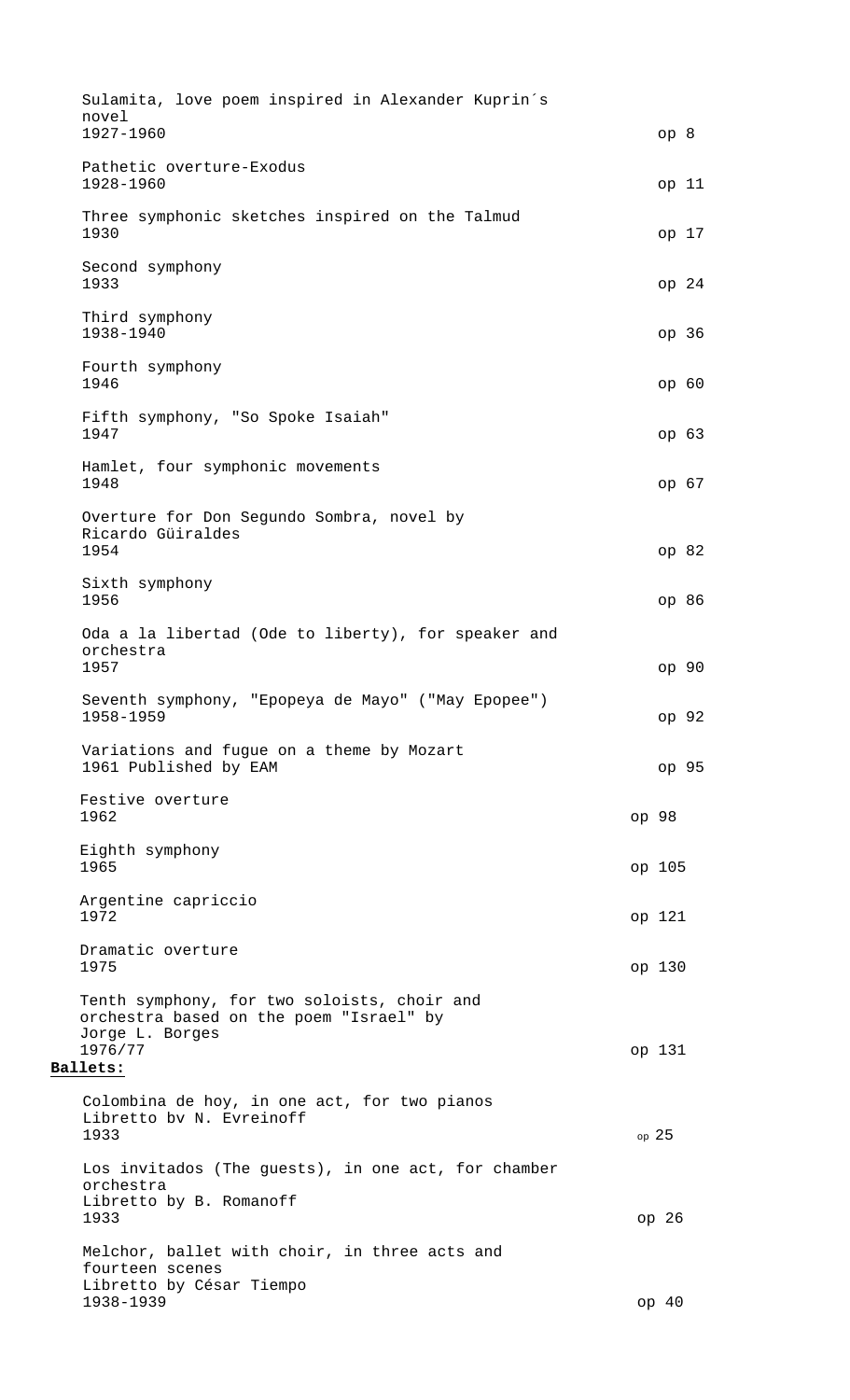Sulamita, love poem inspired in Alexander Kuprin´s novel
1927-1960 — op 8

Pathetic overture-Exodus
1928-1960 — op 11

Three symphonic sketches inspired on the Talmud
1930 — op 17

Second symphony
1933 — op 24

Third symphony
1938-1940 — op 36

Fourth symphony
1946 — op 60

Fifth symphony, "So Spoke Isaiah"
1947 — op 63

Hamlet, four symphonic movements
1948 — op 67

Overture for Don Segundo Sombra, novel by Ricardo Güiraldes
1954 — op 82

Sixth symphony
1956 — op 86

Oda a la libertad (Ode to liberty), for speaker and orchestra
1957 — op 90

Seventh symphony, "Epopeya de Mayo" ("May Epopee")
1958-1959 — op 92

Variations and fugue on a theme by Mozart
1961 Published by EAM — op 95

Festive overture
1962 — op 98

Eighth symphony
1965 — op 105

Argentine capriccio
1972 — op 121

Dramatic overture
1975 — op 130

Tenth symphony, for two soloists, choir and orchestra based on the poem "Israel" by Jorge L. Borges
1976/77 — op 131

**Ballets:**

Colombina de hoy, in one act, for two pianos
Libretto bv N. Evreinoff
1933 — op 25

Los invitados (The guests), in one act, for chamber orchestra
Libretto by B. Romanoff
1933 — op 26

Melchor, ballet with choir, in three acts and fourteen scenes
Libretto by César Tiempo
1938-1939 — op 40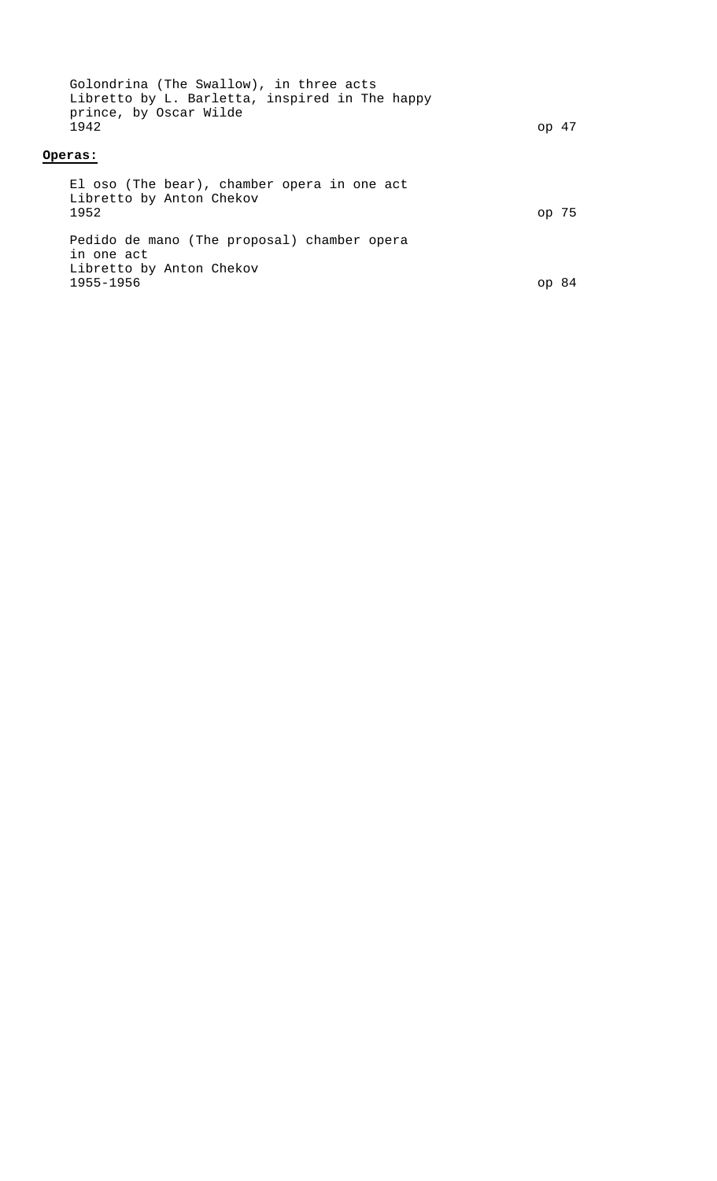Golondrina (The Swallow), in three acts
Libretto by L. Barletta, inspired in The happy prince, by Oscar Wilde
1942 — op 47

**Operas:**

El oso (The bear), chamber opera in one act
Libretto by Anton Chekov
1952 — op 75

Pedido de mano (The proposal) chamber opera in one act
Libretto by Anton Chekov
1955-1956 — op 84